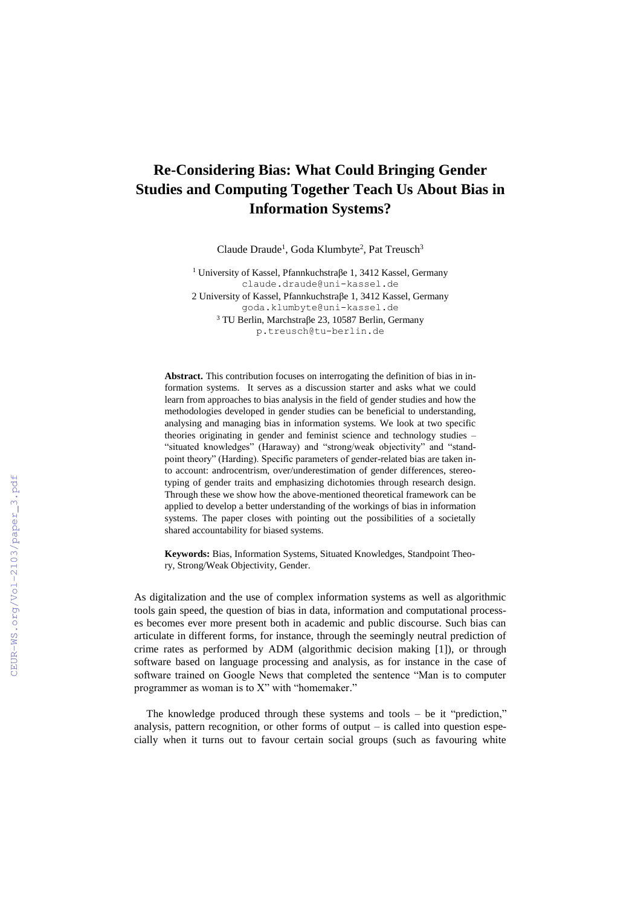# Re-Considering Bias: What Could Bringing Gender Studies and Computing Together Teach Us About Bias in Information Systems?

Claude Draude[1], Goda Klumbyte[2], Pat Treusch[3]

[1] University of Kassel, Pfannkuchstraβe 1, 3412 Kassel, Germany
claude.draude@uni-kassel.de
2 University of Kassel, Pfannkuchstraβe 1, 3412 Kassel, Germany
goda.klumbyte@uni-kassel.de
[3] TU Berlin, Marchstraβe 23, 10587 Berlin, Germany
p.treusch@tu-berlin.de

**Abstract.** This contribution focuses on interrogating the definition of bias in information systems. It serves as a discussion starter and asks what we could learn from approaches to bias analysis in the field of gender studies and how the methodologies developed in gender studies can be beneficial to understanding, analysing and managing bias in information systems. We look at two specific theories originating in gender and feminist science and technology studies – "situated knowledges" (Haraway) and "strong/weak objectivity" and "standpoint theory" (Harding). Specific parameters of gender-related bias are taken into account: androcentrism, over/underestimation of gender differences, stereotyping of gender traits and emphasizing dichotomies through research design. Through these we show how the above-mentioned theoretical framework can be applied to develop a better understanding of the workings of bias in information systems. The paper closes with pointing out the possibilities of a societally shared accountability for biased systems.

**Keywords:** Bias, Information Systems, Situated Knowledges, Standpoint Theory, Strong/Weak Objectivity, Gender.

As digitalization and the use of complex information systems as well as algorithmic tools gain speed, the question of bias in data, information and computational processes becomes ever more present both in academic and public discourse. Such bias can articulate in different forms, for instance, through the seemingly neutral prediction of crime rates as performed by ADM (algorithmic decision making [1]), or through software based on language processing and analysis, as for instance in the case of software trained on Google News that completed the sentence "Man is to computer programmer as woman is to X" with "homemaker."

The knowledge produced through these systems and tools – be it "prediction," analysis, pattern recognition, or other forms of output – is called into question especially when it turns out to favour certain social groups (such as favouring white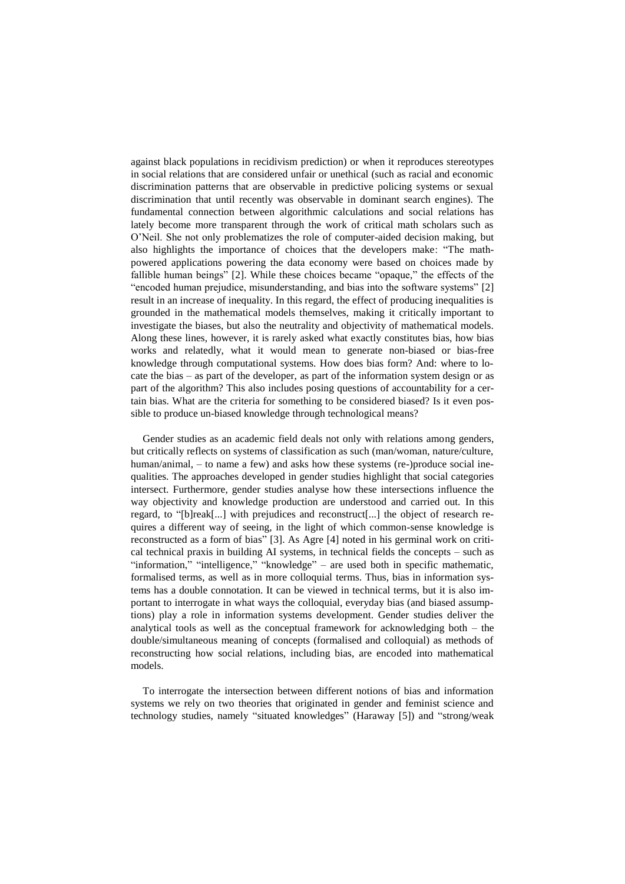against black populations in recidivism prediction) or when it reproduces stereotypes in social relations that are considered unfair or unethical (such as racial and economic discrimination patterns that are observable in predictive policing systems or sexual discrimination that until recently was observable in dominant search engines). The fundamental connection between algorithmic calculations and social relations has lately become more transparent through the work of critical math scholars such as O'Neil. She not only problematizes the role of computer-aided decision making, but also highlights the importance of choices that the developers make: "The math-powered applications powering the data economy were based on choices made by fallible human beings" [2]. While these choices became "opaque," the effects of the "encoded human prejudice, misunderstanding, and bias into the software systems" [2] result in an increase of inequality. In this regard, the effect of producing inequalities is grounded in the mathematical models themselves, making it critically important to investigate the biases, but also the neutrality and objectivity of mathematical models. Along these lines, however, it is rarely asked what exactly constitutes bias, how bias works and relatedly, what it would mean to generate non-biased or bias-free knowledge through computational systems. How does bias form? And: where to locate the bias – as part of the developer, as part of the information system design or as part of the algorithm? This also includes posing questions of accountability for a certain bias. What are the criteria for something to be considered biased? Is it even possible to produce un-biased knowledge through technological means?

Gender studies as an academic field deals not only with relations among genders, but critically reflects on systems of classification as such (man/woman, nature/culture, human/animal, – to name a few) and asks how these systems (re-)produce social inequalities. The approaches developed in gender studies highlight that social categories intersect. Furthermore, gender studies analyse how these intersections influence the way objectivity and knowledge production are understood and carried out. In this regard, to "[b]reak[...] with prejudices and reconstruct[...] the object of research requires a different way of seeing, in the light of which common-sense knowledge is reconstructed as a form of bias" [3]. As Agre [4] noted in his germinal work on critical technical praxis in building AI systems, in technical fields the concepts – such as "information," "intelligence," "knowledge" – are used both in specific mathematic, formalised terms, as well as in more colloquial terms. Thus, bias in information systems has a double connotation. It can be viewed in technical terms, but it is also important to interrogate in what ways the colloquial, everyday bias (and biased assumptions) play a role in information systems development. Gender studies deliver the analytical tools as well as the conceptual framework for acknowledging both – the double/simultaneous meaning of concepts (formalised and colloquial) as methods of reconstructing how social relations, including bias, are encoded into mathematical models.

To interrogate the intersection between different notions of bias and information systems we rely on two theories that originated in gender and feminist science and technology studies, namely "situated knowledges" (Haraway [5]) and "strong/weak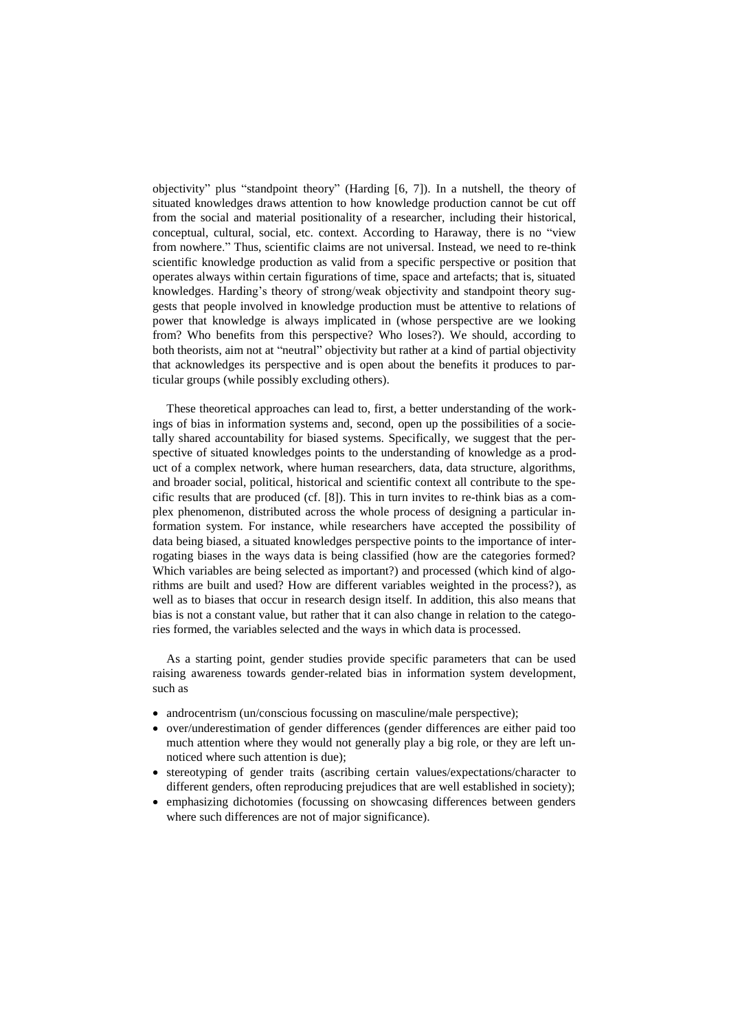objectivity" plus "standpoint theory" (Harding [6, 7]). In a nutshell, the theory of situated knowledges draws attention to how knowledge production cannot be cut off from the social and material positionality of a researcher, including their historical, conceptual, cultural, social, etc. context. According to Haraway, there is no "view from nowhere." Thus, scientific claims are not universal. Instead, we need to re-think scientific knowledge production as valid from a specific perspective or position that operates always within certain figurations of time, space and artefacts; that is, situated knowledges. Harding's theory of strong/weak objectivity and standpoint theory suggests that people involved in knowledge production must be attentive to relations of power that knowledge is always implicated in (whose perspective are we looking from? Who benefits from this perspective? Who loses?). We should, according to both theorists, aim not at "neutral" objectivity but rather at a kind of partial objectivity that acknowledges its perspective and is open about the benefits it produces to particular groups (while possibly excluding others).

These theoretical approaches can lead to, first, a better understanding of the workings of bias in information systems and, second, open up the possibilities of a societally shared accountability for biased systems. Specifically, we suggest that the perspective of situated knowledges points to the understanding of knowledge as a product of a complex network, where human researchers, data, data structure, algorithms, and broader social, political, historical and scientific context all contribute to the specific results that are produced (cf. [8]). This in turn invites to re-think bias as a complex phenomenon, distributed across the whole process of designing a particular information system. For instance, while researchers have accepted the possibility of data being biased, a situated knowledges perspective points to the importance of interrogating biases in the ways data is being classified (how are the categories formed? Which variables are being selected as important?) and processed (which kind of algorithms are built and used? How are different variables weighted in the process?), as well as to biases that occur in research design itself. In addition, this also means that bias is not a constant value, but rather that it can also change in relation to the categories formed, the variables selected and the ways in which data is processed.

As a starting point, gender studies provide specific parameters that can be used raising awareness towards gender-related bias in information system development, such as

- androcentrism (un/conscious focussing on masculine/male perspective);
- over/underestimation of gender differences (gender differences are either paid too much attention where they would not generally play a big role, or they are left unnoticed where such attention is due);
- stereotyping of gender traits (ascribing certain values/expectations/character to different genders, often reproducing prejudices that are well established in society);
- emphasizing dichotomies (focussing on showcasing differences between genders where such differences are not of major significance).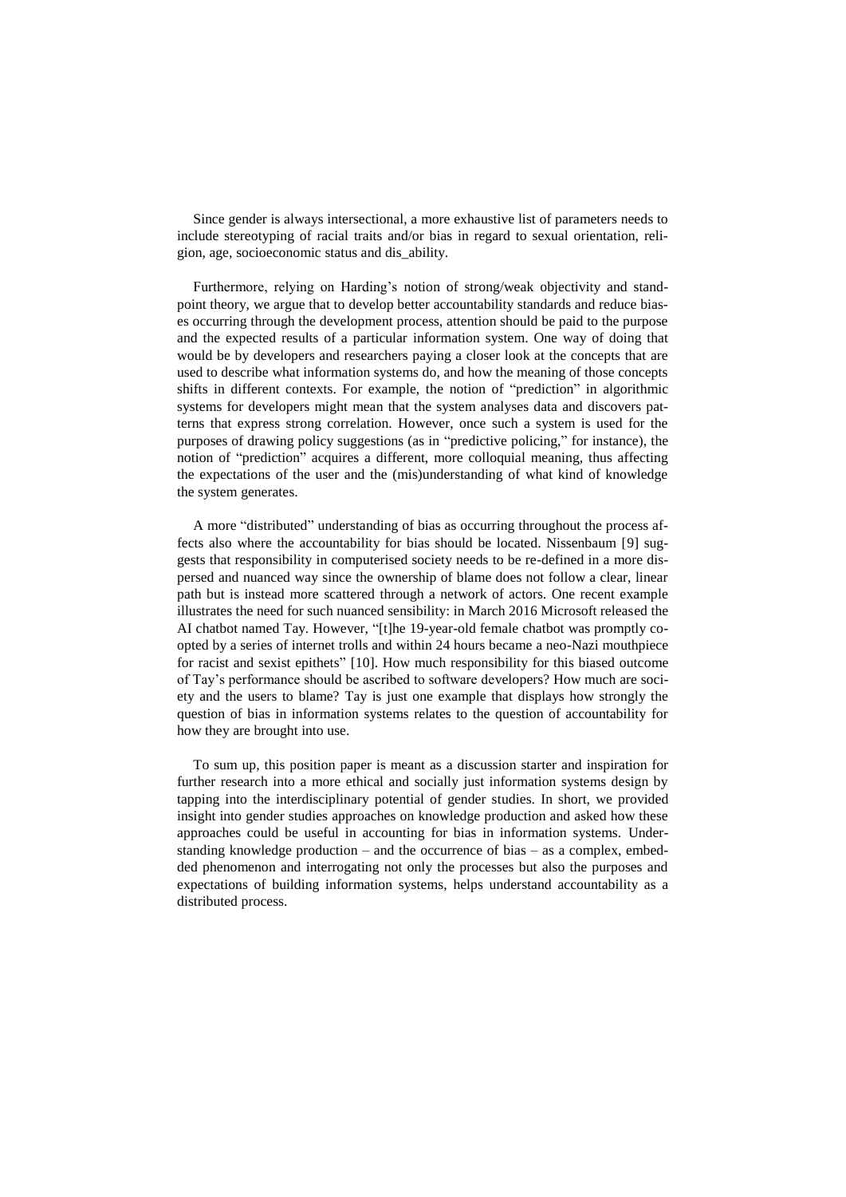Since gender is always intersectional, a more exhaustive list of parameters needs to include stereotyping of racial traits and/or bias in regard to sexual orientation, religion, age, socioeconomic status and dis_ability.

Furthermore, relying on Harding's notion of strong/weak objectivity and standpoint theory, we argue that to develop better accountability standards and reduce biases occurring through the development process, attention should be paid to the purpose and the expected results of a particular information system. One way of doing that would be by developers and researchers paying a closer look at the concepts that are used to describe what information systems do, and how the meaning of those concepts shifts in different contexts. For example, the notion of "prediction" in algorithmic systems for developers might mean that the system analyses data and discovers patterns that express strong correlation. However, once such a system is used for the purposes of drawing policy suggestions (as in "predictive policing," for instance), the notion of "prediction" acquires a different, more colloquial meaning, thus affecting the expectations of the user and the (mis)understanding of what kind of knowledge the system generates.

A more "distributed" understanding of bias as occurring throughout the process affects also where the accountability for bias should be located. Nissenbaum [9] suggests that responsibility in computerised society needs to be re-defined in a more dispersed and nuanced way since the ownership of blame does not follow a clear, linear path but is instead more scattered through a network of actors. One recent example illustrates the need for such nuanced sensibility: in March 2016 Microsoft released the AI chatbot named Tay. However, "[t]he 19-year-old female chatbot was promptly coopted by a series of internet trolls and within 24 hours became a neo-Nazi mouthpiece for racist and sexist epithets" [10]. How much responsibility for this biased outcome of Tay's performance should be ascribed to software developers? How much are society and the users to blame? Tay is just one example that displays how strongly the question of bias in information systems relates to the question of accountability for how they are brought into use.

To sum up, this position paper is meant as a discussion starter and inspiration for further research into a more ethical and socially just information systems design by tapping into the interdisciplinary potential of gender studies. In short, we provided insight into gender studies approaches on knowledge production and asked how these approaches could be useful in accounting for bias in information systems. Understanding knowledge production – and the occurrence of bias – as a complex, embedded phenomenon and interrogating not only the processes but also the purposes and expectations of building information systems, helps understand accountability as a distributed process.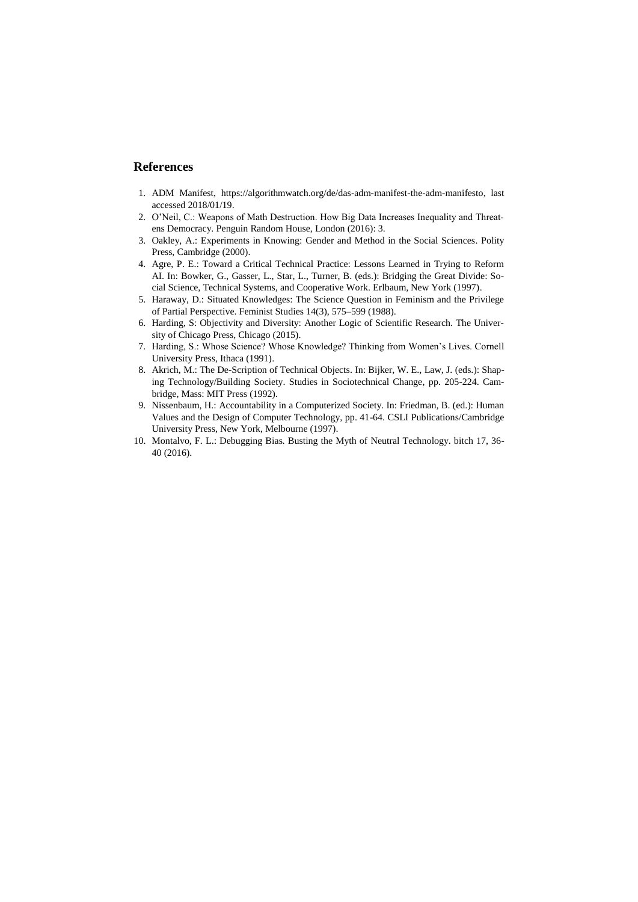## References

1. ADM Manifest, https://algorithmwatch.org/de/das-adm-manifest-the-adm-manifesto, last accessed 2018/01/19.
2. O'Neil, C.: Weapons of Math Destruction. How Big Data Increases Inequality and Threatens Democracy. Penguin Random House, London (2016): 3.
3. Oakley, A.: Experiments in Knowing: Gender and Method in the Social Sciences. Polity Press, Cambridge (2000).
4. Agre, P. E.: Toward a Critical Technical Practice: Lessons Learned in Trying to Reform AI. In: Bowker, G., Gasser, L., Star, L., Turner, B. (eds.): Bridging the Great Divide: Social Science, Technical Systems, and Cooperative Work. Erlbaum, New York (1997).
5. Haraway, D.: Situated Knowledges: The Science Question in Feminism and the Privilege of Partial Perspective. Feminist Studies 14(3), 575–599 (1988).
6. Harding, S: Objectivity and Diversity: Another Logic of Scientific Research. The University of Chicago Press, Chicago (2015).
7. Harding, S.: Whose Science? Whose Knowledge? Thinking from Women's Lives. Cornell University Press, Ithaca (1991).
8. Akrich, M.: The De-Scription of Technical Objects. In: Bijker, W. E., Law, J. (eds.): Shaping Technology/Building Society. Studies in Sociotechnical Change, pp. 205-224. Cambridge, Mass: MIT Press (1992).
9. Nissenbaum, H.: Accountability in a Computerized Society. In: Friedman, B. (ed.): Human Values and the Design of Computer Technology, pp. 41-64. CSLI Publications/Cambridge University Press, New York, Melbourne (1997).
10. Montalvo, F. L.: Debugging Bias. Busting the Myth of Neutral Technology. bitch 17, 36-40 (2016).